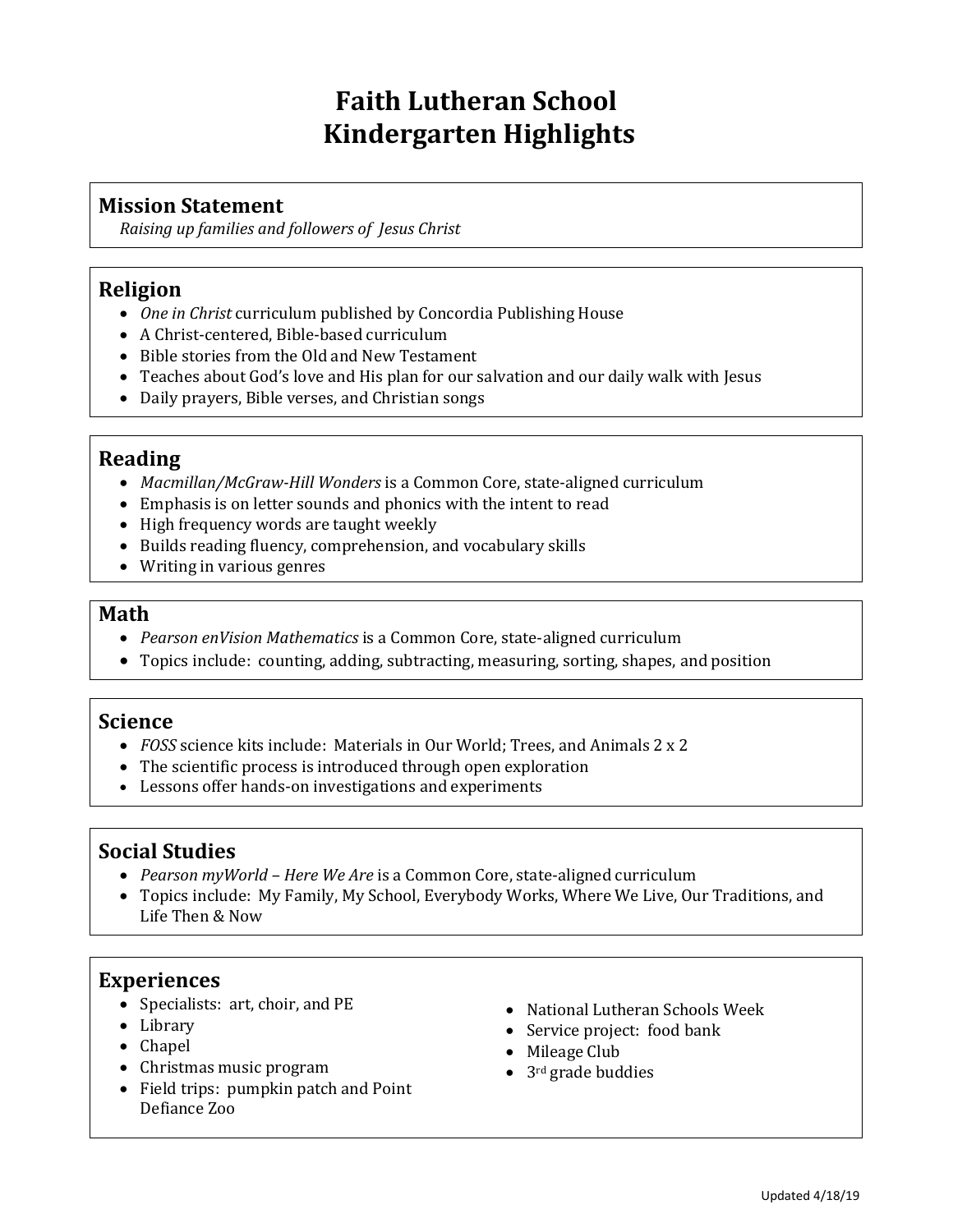# Faith Lutheran School
# Kindergarten Highlights

## Mission Statement

*Raising up families and followers of Jesus Christ*

## Religion

- *One in Christ* curriculum published by Concordia Publishing House
- A Christ-centered, Bible-based curriculum
- Bible stories from the Old and New Testament
- Teaches about God's love and His plan for our salvation and our daily walk with Jesus
- Daily prayers, Bible verses, and Christian songs

## Reading

- *Macmillan/McGraw-Hill Wonders* is a Common Core, state-aligned curriculum
- Emphasis is on letter sounds and phonics with the intent to read
- High frequency words are taught weekly
- Builds reading fluency, comprehension, and vocabulary skills
- Writing in various genres

## Math

- *Pearson enVision Mathematics* is a Common Core, state-aligned curriculum
- Topics include: counting, adding, subtracting, measuring, sorting, shapes, and position

## Science

- *FOSS* science kits include: Materials in Our World; Trees, and Animals 2 x 2
- The scientific process is introduced through open exploration
- Lessons offer hands-on investigations and experiments

## Social Studies

- *Pearson myWorld – Here We Are* is a Common Core, state-aligned curriculum
- Topics include: My Family, My School, Everybody Works, Where We Live, Our Traditions, and Life Then & Now

## Experiences

- Specialists: art, choir, and PE
- Library
- Chapel
- Christmas music program
- Field trips: pumpkin patch and Point Defiance Zoo
- National Lutheran Schools Week
- Service project: food bank
- Mileage Club
- 3rd grade buddies

Updated 4/18/19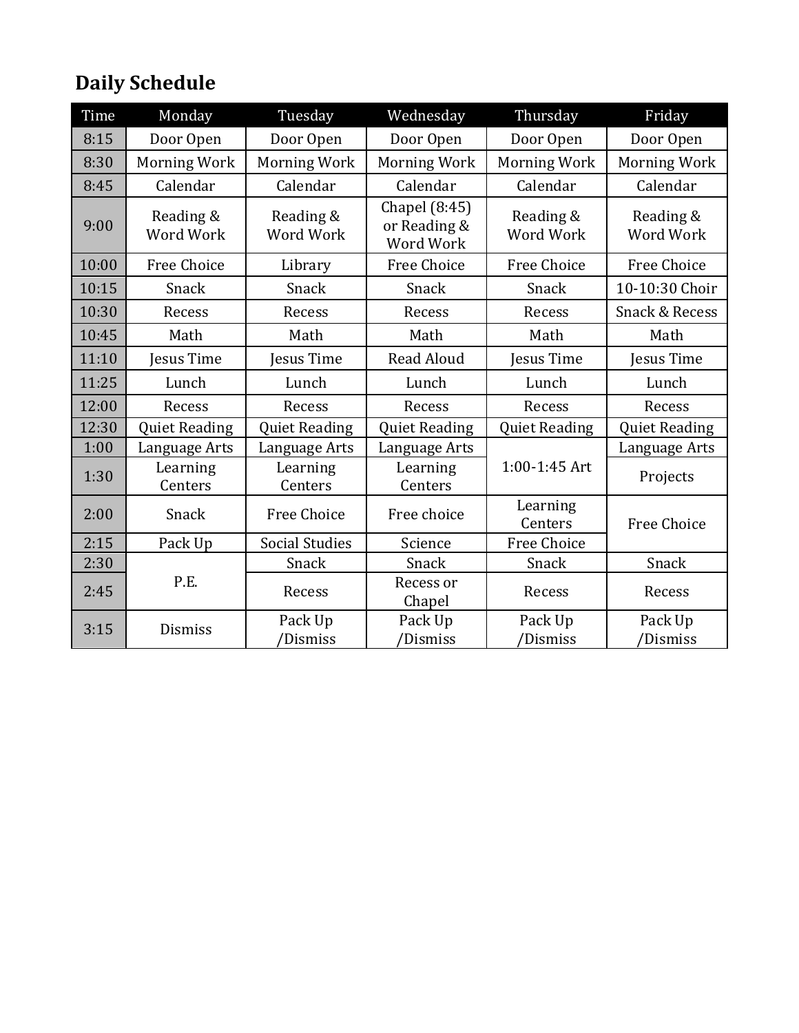## Daily Schedule

| Time | Monday | Tuesday | Wednesday | Thursday | Friday |
|---|---|---|---|---|---|
| 8:15 | Door Open | Door Open | Door Open | Door Open | Door Open |
| 8:30 | Morning Work | Morning Work | Morning Work | Morning Work | Morning Work |
| 8:45 | Calendar | Calendar | Calendar | Calendar | Calendar |
| 9:00 | Reading & Word Work | Reading & Word Work | Chapel (8:45) or Reading & Word Work | Reading & Word Work | Reading & Word Work |
| 10:00 | Free Choice | Library | Free Choice | Free Choice | Free Choice |
| 10:15 | Snack | Snack | Snack | Snack | 10-10:30 Choir |
| 10:30 | Recess | Recess | Recess | Recess | Snack & Recess |
| 10:45 | Math | Math | Math | Math | Math |
| 11:10 | Jesus Time | Jesus Time | Read Aloud | Jesus Time | Jesus Time |
| 11:25 | Lunch | Lunch | Lunch | Lunch | Lunch |
| 12:00 | Recess | Recess | Recess | Recess | Recess |
| 12:30 | Quiet Reading | Quiet Reading | Quiet Reading | Quiet Reading | Quiet Reading |
| 1:00 | Language Arts | Language Arts | Language Arts | 1:00-1:45 Art | Language Arts |
| 1:30 | Learning Centers | Learning Centers | Learning Centers | | Projects |
| 2:00 | Snack | Free Choice | Free choice | Learning Centers | Free Choice |
| 2:15 | Pack Up | Social Studies | Science | Free Choice | |
| 2:30 | P.E. | Snack | Snack | Snack | Snack |
| 2:45 | | Recess | Recess or Chapel | Recess | Recess |
| 3:15 | Dismiss | Pack Up /Dismiss | Pack Up /Dismiss | Pack Up /Dismiss | Pack Up /Dismiss |